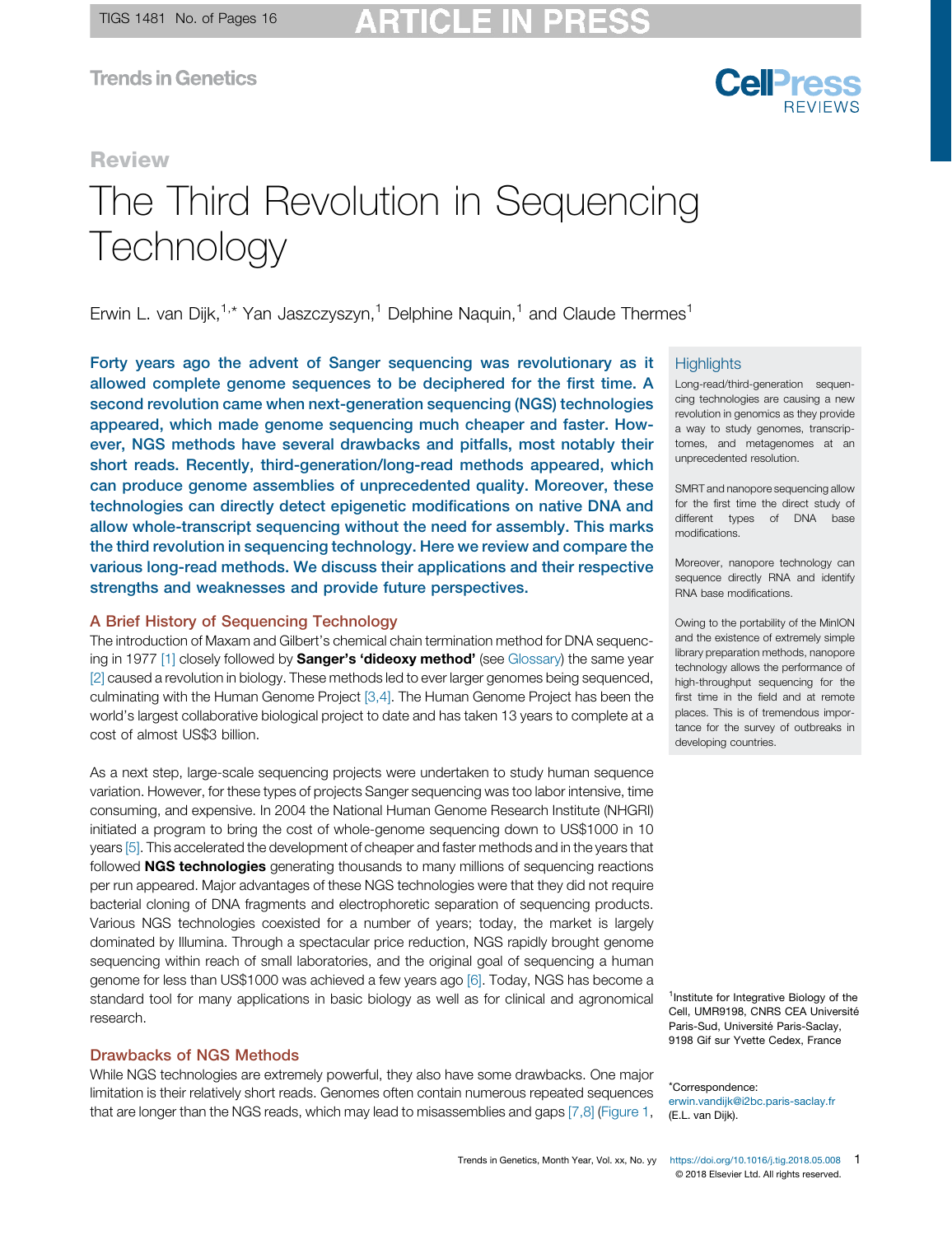Review

# The Third Revolution in Sequencing Technology

Erwin L. van Dijk,[1,*] Yan Jaszczyszyn,[1] Delphine Naquin,[1] and Claude Thermes[1]

**Forty years ago the advent of Sanger sequencing was revolutionary as it allowed complete genome sequences to be deciphered for the first time. A second revolution came when next-generation sequencing (NGS) technologies appeared, which made genome sequencing much cheaper and faster. However, NGS methods have several drawbacks and pitfalls, most notably their short reads. Recently, third-generation/long-read methods appeared, which can produce genome assemblies of unprecedented quality. Moreover, these technologies can directly detect epigenetic modifications on native DNA and allow whole-transcript sequencing without the need for assembly. This marks the third revolution in sequencing technology. Here we review and compare the various long-read methods. We discuss their applications and their respective strengths and weaknesses and provide future perspectives.**

## Highlights

Long-read/third-generation sequencing technologies are causing a new revolution in genomics as they provide a way to study genomes, transcriptomes, and metagenomes at an unprecedented resolution.

SMRT and nanopore sequencing allow for the first time the direct study of different types of DNA base modifications.

Moreover, nanopore technology can sequence directly RNA and identify RNA base modifications.

Owing to the portability of the MinION and the existence of extremely simple library preparation methods, nanopore technology allows the performance of high-throughput sequencing for the first time in the field and at remote places. This is of tremendous importance for the survey of outbreaks in developing countries.

## A Brief History of Sequencing Technology

The introduction of Maxam and Gilbert's chemical chain termination method for DNA sequencing in 1977 [1] closely followed by **Sanger's 'dideoxy method'** (see Glossary) the same year [2] caused a revolution in biology. These methods led to ever larger genomes being sequenced, culminating with the Human Genome Project [3,4]. The Human Genome Project has been the world's largest collaborative biological project to date and has taken 13 years to complete at a cost of almost US$3 billion.

As a next step, large-scale sequencing projects were undertaken to study human sequence variation. However, for these types of projects Sanger sequencing was too labor intensive, time consuming, and expensive. In 2004 the National Human Genome Research Institute (NHGRI) initiated a program to bring the cost of whole-genome sequencing down to US$1000 in 10 years [5]. This accelerated the development of cheaper and faster methods and in the years that followed **NGS technologies** generating thousands to many millions of sequencing reactions per run appeared. Major advantages of these NGS technologies were that they did not require bacterial cloning of DNA fragments and electrophoretic separation of sequencing products. Various NGS technologies coexisted for a number of years; today, the market is largely dominated by Illumina. Through a spectacular price reduction, NGS rapidly brought genome sequencing within reach of small laboratories, and the original goal of sequencing a human genome for less than US$1000 was achieved a few years ago [6]. Today, NGS has become a standard tool for many applications in basic biology as well as for clinical and agronomical research.

## Drawbacks of NGS Methods

While NGS technologies are extremely powerful, they also have some drawbacks. One major limitation is their relatively short reads. Genomes often contain numerous repeated sequences that are longer than the NGS reads, which may lead to misassemblies and gaps [7,8] (Figure 1,

[1]Institute for Integrative Biology of the Cell, UMR9198, CNRS CEA Université Paris-Sud, Université Paris-Saclay, 9198 Gif sur Yvette Cedex, France

*Correspondence: erwin.vandijk@i2bc.paris-saclay.fr (E.L. van Dijk).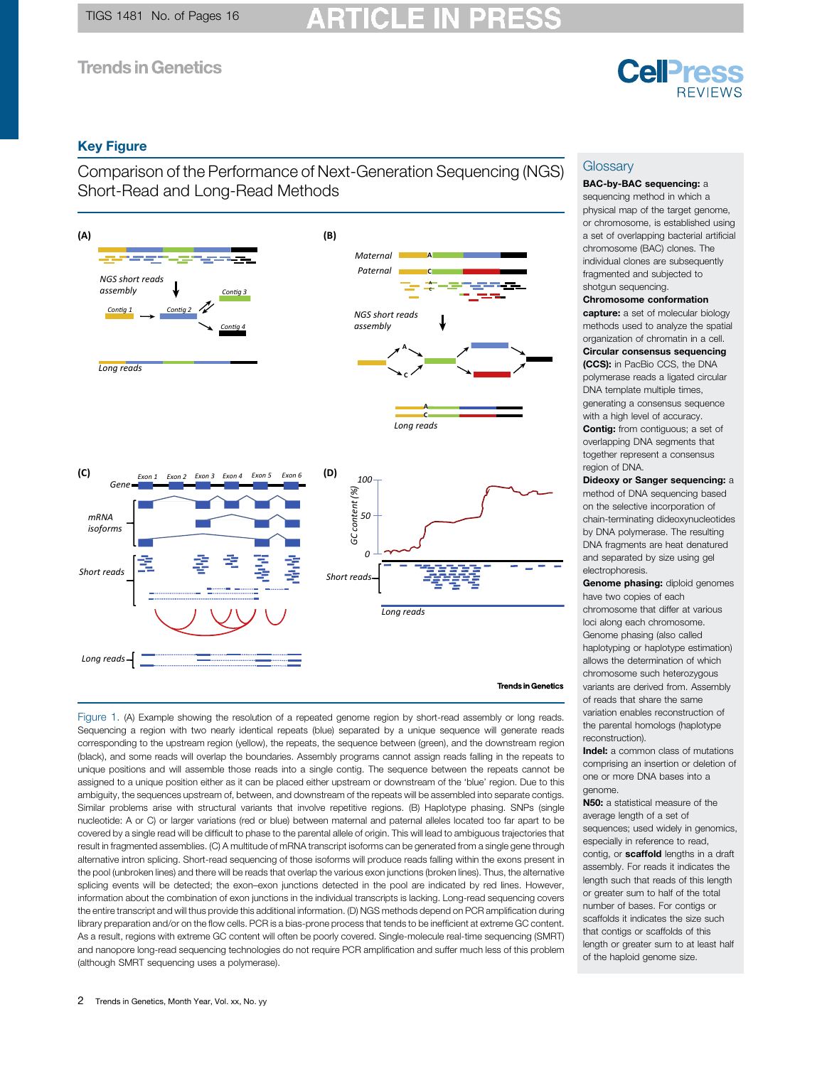## Key Figure

### Comparison of the Performance of Next-Generation Sequencing (NGS) Short-Read and Long-Read Methods

Figure 1. (A) Example showing the resolution of a repeated genome region by short-read assembly or long reads. Sequencing a region with two nearly identical repeats (blue) separated by a unique sequence will generate reads corresponding to the upstream region (yellow), the repeats, the sequence between (green), and the downstream region (black), and some reads will overlap the boundaries. Assembly programs cannot assign reads falling in the repeats to unique positions and will assemble those reads into a single contig. The sequence between the repeats cannot be assigned to a unique position either as it can be placed either upstream or downstream of the 'blue' region. Due to this ambiguity, the sequences upstream of, between, and downstream of the repeats will be assembled into separate contigs. Similar problems arise with structural variants that involve repetitive regions. (B) Haplotype phasing. SNPs (single nucleotide: A or C) or larger variations (red or blue) between maternal and paternal alleles located too far apart to be covered by a single read will be difficult to phase to the parental allele of origin. This will lead to ambiguous trajectories that result in fragmented assemblies. (C) A multitude of mRNA transcript isoforms can be generated from a single gene through alternative intron splicing. Short-read sequencing of those isoforms will produce reads falling within the exons present in the pool (unbroken lines) and there will be reads that overlap the various exon junctions (broken lines). Thus, the alternative splicing events will be detected; the exon–exon junctions detected in the pool are indicated by red lines. However, information about the combination of exon junctions in the individual transcripts is lacking. Long-read sequencing covers the entire transcript and will thus provide this additional information. (D) NGS methods depend on PCR amplification during library preparation and/or on the flow cells. PCR is a bias-prone process that tends to be inefficient at extreme GC content. As a result, regions with extreme GC content will often be poorly covered. Single-molecule real-time sequencing (SMRT) and nanopore long-read sequencing technologies do not require PCR amplification and suffer much less of this problem (although SMRT sequencing uses a polymerase).

## Glossary

**BAC-by-BAC sequencing:** a sequencing method in which a physical map of the target genome, or chromosome, is established using a set of overlapping bacterial artificial chromosome (BAC) clones. The individual clones are subsequently fragmented and subjected to shotgun sequencing.

**Chromosome conformation capture:** a set of molecular biology methods used to analyze the spatial organization of chromatin in a cell.

**Circular consensus sequencing (CCS):** in PacBio CCS, the DNA polymerase reads a ligated circular DNA template multiple times, generating a consensus sequence with a high level of accuracy.

**Contig:** from contiguous; a set of overlapping DNA segments that together represent a consensus region of DNA.

**Dideoxy or Sanger sequencing:** a method of DNA sequencing based on the selective incorporation of chain-terminating dideoxynucleotides by DNA polymerase. The resulting DNA fragments are heat denatured and separated by size using gel electrophoresis.

**Genome phasing:** diploid genomes have two copies of each chromosome that differ at various loci along each chromosome. Genome phasing (also called haplotyping or haplotype estimation) allows the determination of which chromosome such heterozygous variants are derived from. Assembly of reads that share the same variation enables reconstruction of the parental homologs (haplotype reconstruction).

**Indel:** a common class of mutations comprising an insertion or deletion of one or more DNA bases into a genome.

**N50:** a statistical measure of the average length of a set of sequences; used widely in genomics, especially in reference to read, contig, or **scaffold** lengths in a draft assembly. For reads it indicates the length such that reads of this length or greater sum to half of the total number of bases. For contigs or scaffolds it indicates the size such that contigs or scaffolds of this length or greater sum to at least half of the haploid genome size.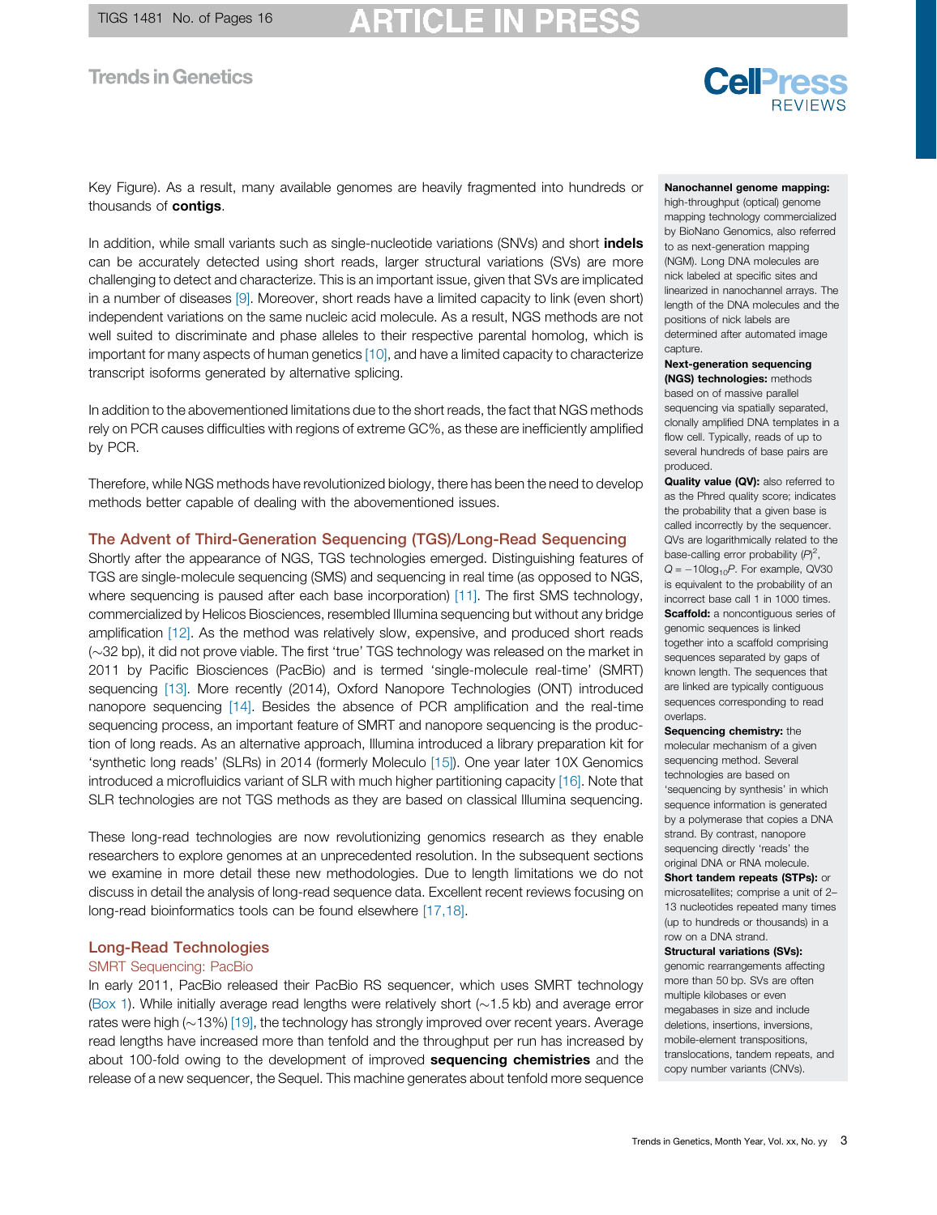Key Figure). As a result, many available genomes are heavily fragmented into hundreds or thousands of **contigs**.

In addition, while small variants such as single-nucleotide variations (SNVs) and short **indels** can be accurately detected using short reads, larger structural variations (SVs) are more challenging to detect and characterize. This is an important issue, given that SVs are implicated in a number of diseases [9]. Moreover, short reads have a limited capacity to link (even short) independent variations on the same nucleic acid molecule. As a result, NGS methods are not well suited to discriminate and phase alleles to their respective parental homolog, which is important for many aspects of human genetics [10], and have a limited capacity to characterize transcript isoforms generated by alternative splicing.

In addition to the abovementioned limitations due to the short reads, the fact that NGS methods rely on PCR causes difficulties with regions of extreme GC%, as these are inefficiently amplified by PCR.

Therefore, while NGS methods have revolutionized biology, there has been the need to develop methods better capable of dealing with the abovementioned issues.

## The Advent of Third-Generation Sequencing (TGS)/Long-Read Sequencing

Shortly after the appearance of NGS, TGS technologies emerged. Distinguishing features of TGS are single-molecule sequencing (SMS) and sequencing in real time (as opposed to NGS, where sequencing is paused after each base incorporation) [11]. The first SMS technology, commercialized by Helicos Biosciences, resembled Illumina sequencing but without any bridge amplification [12]. As the method was relatively slow, expensive, and produced short reads (~32 bp), it did not prove viable. The first 'true' TGS technology was released on the market in 2011 by Pacific Biosciences (PacBio) and is termed 'single-molecule real-time' (SMRT) sequencing [13]. More recently (2014), Oxford Nanopore Technologies (ONT) introduced nanopore sequencing [14]. Besides the absence of PCR amplification and the real-time sequencing process, an important feature of SMRT and nanopore sequencing is the production of long reads. As an alternative approach, Illumina introduced a library preparation kit for 'synthetic long reads' (SLRs) in 2014 (formerly Moleculo [15]). One year later 10X Genomics introduced a microfluidics variant of SLR with much higher partitioning capacity [16]. Note that SLR technologies are not TGS methods as they are based on classical Illumina sequencing.

These long-read technologies are now revolutionizing genomics research as they enable researchers to explore genomes at an unprecedented resolution. In the subsequent sections we examine in more detail these new methodologies. Due to length limitations we do not discuss in detail the analysis of long-read sequence data. Excellent recent reviews focusing on long-read bioinformatics tools can be found elsewhere [17,18].

## Long-Read Technologies

### SMRT Sequencing: PacBio

In early 2011, PacBio released their PacBio RS sequencer, which uses SMRT technology (Box 1). While initially average read lengths were relatively short (~1.5 kb) and average error rates were high (~13%) [19], the technology has strongly improved over recent years. Average read lengths have increased more than tenfold and the throughput per run has increased by about 100-fold owing to the development of improved **sequencing chemistries** and the release of a new sequencer, the Sequel. This machine generates about tenfold more sequence

---

**Nanochannel genome mapping:** high-throughput (optical) genome mapping technology commercialized by BioNano Genomics, also referred to as next-generation mapping (NGM). Long DNA molecules are nick labeled at specific sites and linearized in nanochannel arrays. The length of the DNA molecules and the positions of nick labels are determined after automated image capture.

**Next-generation sequencing (NGS) technologies:** methods based on of massive parallel sequencing via spatially separated, clonally amplified DNA templates in a flow cell. Typically, reads of up to several hundreds of base pairs are produced.

**Quality value (QV):** also referred to as the Phred quality score; indicates the probability that a given base is called incorrectly by the sequencer. QVs are logarithmically related to the base-calling error probability $(P)^2$, $Q = -10\log_{10}P$. For example, QV30 is equivalent to the probability of an incorrect base call 1 in 1000 times.

**Scaffold:** a noncontiguous series of genomic sequences is linked together into a scaffold comprising sequences separated by gaps of known length. The sequences that are linked are typically contiguous sequences corresponding to read overlaps.

**Sequencing chemistry:** the molecular mechanism of a given sequencing method. Several technologies are based on 'sequencing by synthesis' in which sequence information is generated by a polymerase that copies a DNA strand. By contrast, nanopore sequencing directly 'reads' the original DNA or RNA molecule.

**Short tandem repeats (STPs):** or microsatellites; comprise a unit of 2–13 nucleotides repeated many times (up to hundreds or thousands) in a row on a DNA strand.

**Structural variations (SVs):** genomic rearrangements affecting more than 50 bp. SVs are often multiple kilobases or even megabases in size and include deletions, insertions, inversions, mobile-element transpositions, translocations, tandem repeats, and copy number variants (CNVs).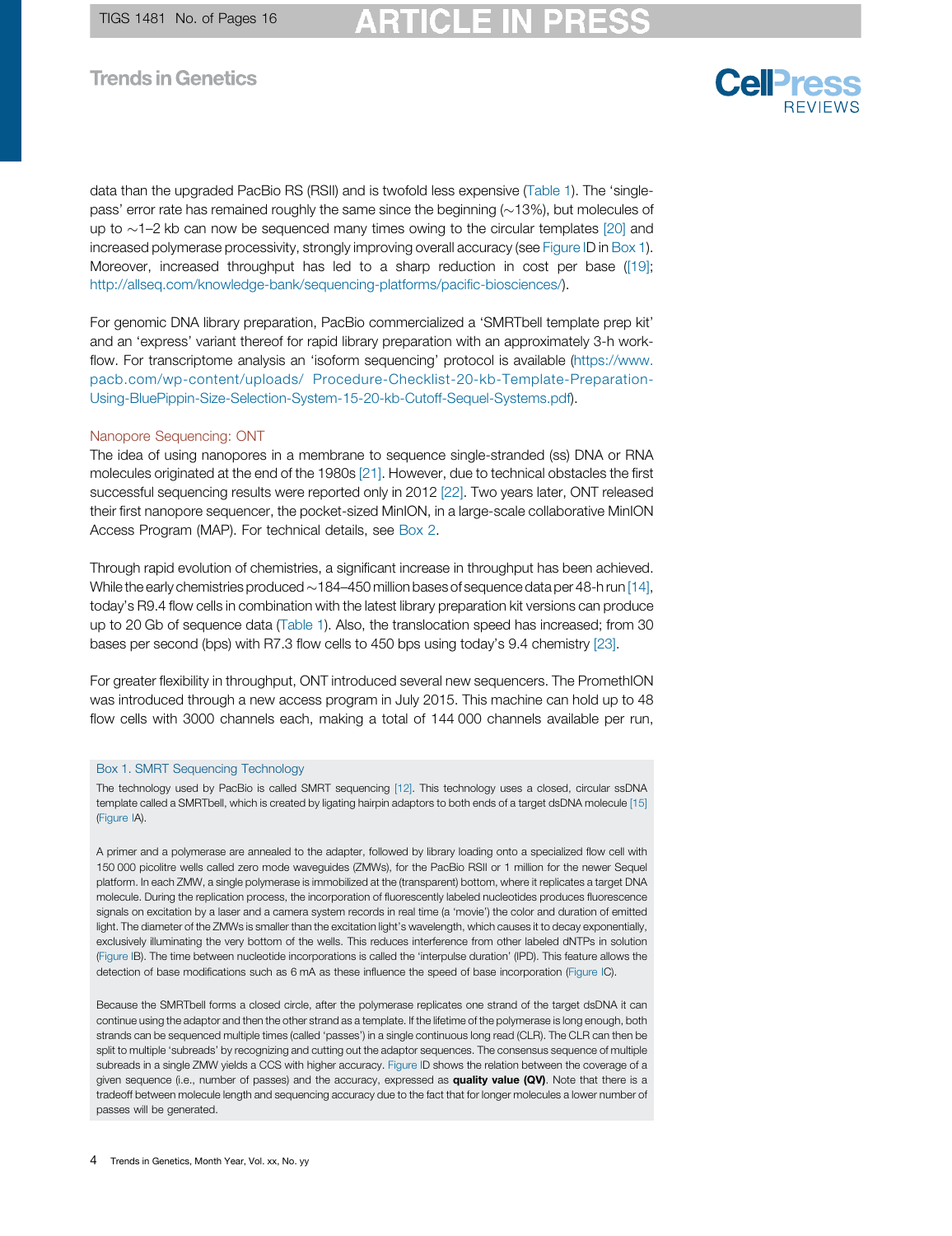data than the upgraded PacBio RS (RSII) and is twofold less expensive (Table 1). The 'single-pass' error rate has remained roughly the same since the beginning (~13%), but molecules of up to ~1–2 kb can now be sequenced many times owing to the circular templates [20] and increased polymerase processivity, strongly improving overall accuracy (see Figure ID in Box 1). Moreover, increased throughput has led to a sharp reduction in cost per base ([19]; http://allseq.com/knowledge-bank/sequencing-platforms/pacific-biosciences/).

For genomic DNA library preparation, PacBio commercialized a 'SMRTbell template prep kit' and an 'express' variant thereof for rapid library preparation with an approximately 3-h workflow. For transcriptome analysis an 'isoform sequencing' protocol is available (https://www.pacb.com/wp-content/uploads/ Procedure-Checklist-20-kb-Template-Preparation-Using-BluePippin-Size-Selection-System-15-20-kb-Cutoff-Sequel-Systems.pdf).

### Nanopore Sequencing: ONT

The idea of using nanopores in a membrane to sequence single-stranded (ss) DNA or RNA molecules originated at the end of the 1980s [21]. However, due to technical obstacles the first successful sequencing results were reported only in 2012 [22]. Two years later, ONT released their first nanopore sequencer, the pocket-sized MinION, in a large-scale collaborative MinION Access Program (MAP). For technical details, see Box 2.

Through rapid evolution of chemistries, a significant increase in throughput has been achieved. While the early chemistries produced ~184–450 million bases of sequence data per 48-h run [14], today's R9.4 flow cells in combination with the latest library preparation kit versions can produce up to 20 Gb of sequence data (Table 1). Also, the translocation speed has increased; from 30 bases per second (bps) with R7.3 flow cells to 450 bps using today's 9.4 chemistry [23].

For greater flexibility in throughput, ONT introduced several new sequencers. The PromethION was introduced through a new access program in July 2015. This machine can hold up to 48 flow cells with 3000 channels each, making a total of 144 000 channels available per run,

> **Box 1. SMRT Sequencing Technology**
>
> The technology used by PacBio is called SMRT sequencing [12]. This technology uses a closed, circular ssDNA template called a SMRTbell, which is created by ligating hairpin adaptors to both ends of a target dsDNA molecule [15] (Figure IA).
>
> A primer and a polymerase are annealed to the adapter, followed by library loading onto a specialized flow cell with 150 000 picolitre wells called zero mode waveguides (ZMWs), for the PacBio RSII or 1 million for the newer Sequel platform. In each ZMW, a single polymerase is immobilized at the (transparent) bottom, where it replicates a target DNA molecule. During the replication process, the incorporation of fluorescently labeled nucleotides produces fluorescence signals on excitation by a laser and a camera system records in real time (a 'movie') the color and duration of emitted light. The diameter of the ZMWs is smaller than the excitation light's wavelength, which causes it to decay exponentially, exclusively illuminating the very bottom of the wells. This reduces interference from other labeled dNTPs in solution (Figure IB). The time between nucleotide incorporations is called the 'interpulse duration' (IPD). This feature allows the detection of base modifications such as 6 mA as these influence the speed of base incorporation (Figure IC).
>
> Because the SMRTbell forms a closed circle, after the polymerase replicates one strand of the target dsDNA it can continue using the adaptor and then the other strand as a template. If the lifetime of the polymerase is long enough, both strands can be sequenced multiple times (called 'passes') in a single continuous long read (CLR). The CLR can then be split to multiple 'subreads' by recognizing and cutting out the adaptor sequences. The consensus sequence of multiple subreads in a single ZMW yields a CCS with higher accuracy. Figure ID shows the relation between the coverage of a given sequence (i.e., number of passes) and the accuracy, expressed as **quality value (QV)**. Note that there is a tradeoff between molecule length and sequencing accuracy due to the fact that for longer molecules a lower number of passes will be generated.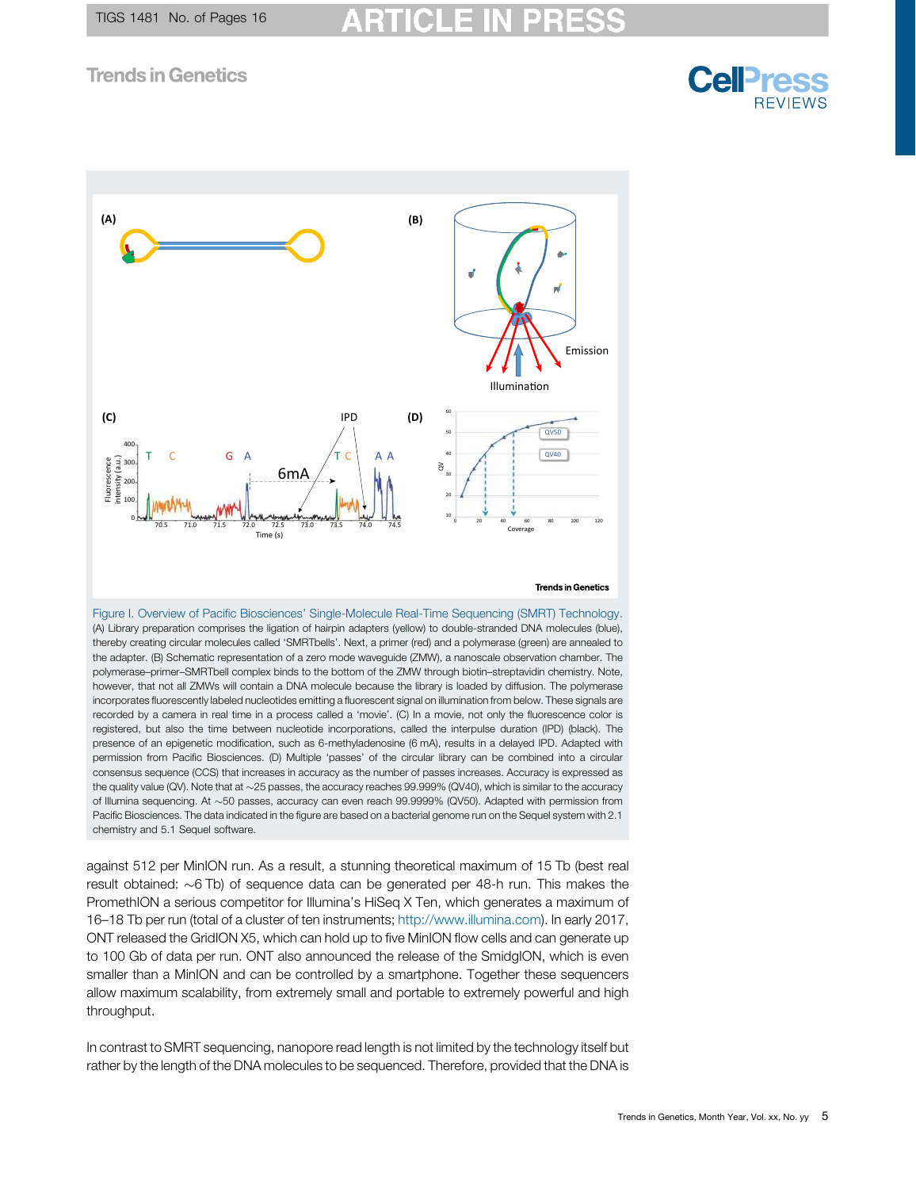Figure I. Overview of Pacific Biosciences' Single-Molecule Real-Time Sequencing (SMRT) Technology. (A) Library preparation comprises the ligation of hairpin adapters (yellow) to double-stranded DNA molecules (blue), thereby creating circular molecules called 'SMRTbells'. Next, a primer (red) and a polymerase (green) are annealed to the adapter. (B) Schematic representation of a zero mode waveguide (ZMW), a nanoscale observation chamber. The polymerase–primer–SMRTbell complex binds to the bottom of the ZMW through biotin–streptavidin chemistry. Note, however, that not all ZMWs will contain a DNA molecule because the library is loaded by diffusion. The polymerase incorporates fluorescently labeled nucleotides emitting a fluorescent signal on illumination from below. These signals are recorded by a camera in real time in a process called a 'movie'. (C) In a movie, not only the fluorescence color is registered, but also the time between nucleotide incorporations, called the interpulse duration (IPD) (black). The presence of an epigenetic modification, such as 6-methyladenosine (6 mA), results in a delayed IPD. Adapted with permission from Pacific Biosciences. (D) Multiple 'passes' of the circular library can be combined into a circular consensus sequence (CCS) that increases in accuracy as the number of passes increases. Accuracy is expressed as the quality value (QV). Note that at ~25 passes, the accuracy reaches 99.999% (QV40), which is similar to the accuracy of Illumina sequencing. At ~50 passes, accuracy can even reach 99.9999% (QV50). Adapted with permission from Pacific Biosciences. The data indicated in the figure are based on a bacterial genome run on the Sequel system with 2.1 chemistry and 5.1 Sequel software.

against 512 per MinION run. As a result, a stunning theoretical maximum of 15 Tb (best real result obtained: ~6 Tb) of sequence data can be generated per 48-h run. This makes the PromethION a serious competitor for Illumina's HiSeq X Ten, which generates a maximum of 16–18 Tb per run (total of a cluster of ten instruments; http://www.illumina.com). In early 2017, ONT released the GridION X5, which can hold up to five MinION flow cells and can generate up to 100 Gb of data per run. ONT also announced the release of the SmidgION, which is even smaller than a MinION and can be controlled by a smartphone. Together these sequencers allow maximum scalability, from extremely small and portable to extremely powerful and high throughput.

In contrast to SMRT sequencing, nanopore read length is not limited by the technology itself but rather by the length of the DNA molecules to be sequenced. Therefore, provided that the DNA is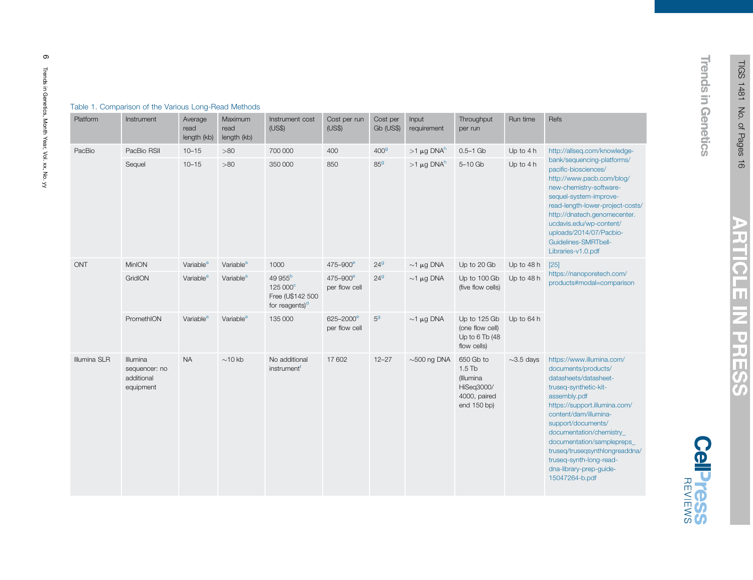Table 1. Comparison of the Various Long-Read Methods

| Platform | Instrument | Average read length (kb) | Maximum read length (kb) | Instrument cost (US$) | Cost per run (US$) | Cost per Gb (US$) | Input requirement | Throughput per run | Run time | Refs |
|---|---|---|---|---|---|---|---|---|---|---|
| PacBio | PacBio RSII | 10–15 | >80 | 700 000 | 400 | 400[g] | >1 μg DNA[h] | 0.5–1 Gb | Up to 4 h | http://allseq.com/knowledge-bank/sequencing-platforms/pacific-biosciences/ http://www.pacb.com/blog/new-chemistry-software-sequel-system-improve-read-length-lower-project-costs/ http://dnatech.genomecenter.ucdavis.edu/wp-content/uploads/2014/07/Pacbio-Guidelines-SMRTbell-Libraries-v1.0.pdf |
| | Sequel | 10–15 | >80 | 350 000 | 850 | 85[g] | >1 μg DNA[h] | 5–10 Gb | Up to 4 h | |
| ONT | MinION | Variable[a] | Variable[a] | 1000 | 475–900[e] | 24[g] | ~1 μg DNA | Up to 20 Gb | Up to 48 h | [25] https://nanoporetech.com/products#modal=comparison |
| | GridION | Variable[a] | Variable[a] | 49 955[b] 125 000[c] Free (U$142 500 for reagents)[d] | 475–900[e] per flow cell | 24[g] | ~1 μg DNA | Up to 100 Gb (five flow cells) | Up to 48 h | |
| | PromethION | Variable[a] | Variable[a] | 135 000 | 625–2000[e] per flow cell | 5[g] | ~1 μg DNA | Up to 125 Gb (one flow cell) Up to 6 Tb (48 flow cells) | Up to 64 h | |
| Illumina SLR | Illumina sequencer: no additional equipment | NA | ~10 kb | No additional instrument[f] | 17 602 | 12–27 | ~500 ng DNA | 650 Gb to 1.5 Tb (Illumina HiSeq3000/4000, paired end 150 bp) | ~3.5 days | https://www.illumina.com/documents/products/datasheets/datasheet-truseq-synthetic-kit-assembly.pdf https://support.illumina.com/content/dam/illumina-support/documents/documentation/chemistry_documentation/samplepreps_truseq/truseqsynthlongreaddna/truseq-synth-long-read-dna-library-prep-guide-15047264-b.pdf |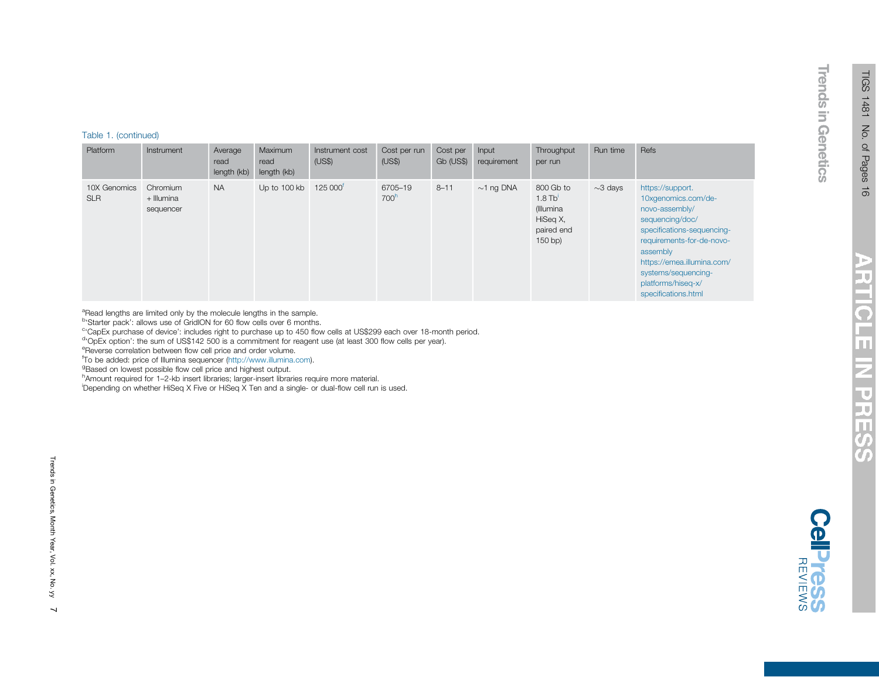Table 1. (continued)

| Platform | Instrument | Average read length (kb) | Maximum read length (kb) | Instrument cost (US$) | Cost per run (US$) | Cost per Gb (US$) | Input requirement | Throughput per run | Run time | Refs |
|---|---|---|---|---|---|---|---|---|---|---|
| 10X Genomics SLR | Chromium + Illumina sequencer | NA | Up to 100 kb | 125 000[f] | 6705–19 700[h] | 8–11 | ~1 ng DNA | 800 Gb to 1.8 Tb[i] (Illumina HiSeq X, paired end 150 bp) | ~3 days | https://support.10xgenomics.com/de-novo-assembly/sequencing/doc/specifications-sequencing-requirements-for-de-novo-assembly https://emea.illumina.com/systems/sequencing-platforms/hiseq-x/specifications.html |

[a]Read lengths are limited only by the molecule lengths in the sample.
[b]'Starter pack': allows use of GridION for 60 flow cells over 6 months.
[c]'CapEx purchase of device': includes right to purchase up to 450 flow cells at US$299 each over 18-month period.
[d]'OpEx option': the sum of US$142 500 is a commitment for reagent use (at least 300 flow cells per year).
[e]Reverse correlation between flow cell price and order volume.
[f]To be added: price of Illumina sequencer (http://www.illumina.com).
[g]Based on lowest possible flow cell price and highest output.
[h]Amount required for 1–2-kb insert libraries; larger-insert libraries require more material.
[i]Depending on whether HiSeq X Five or HiSeq X Ten and a single- or dual-flow cell run is used.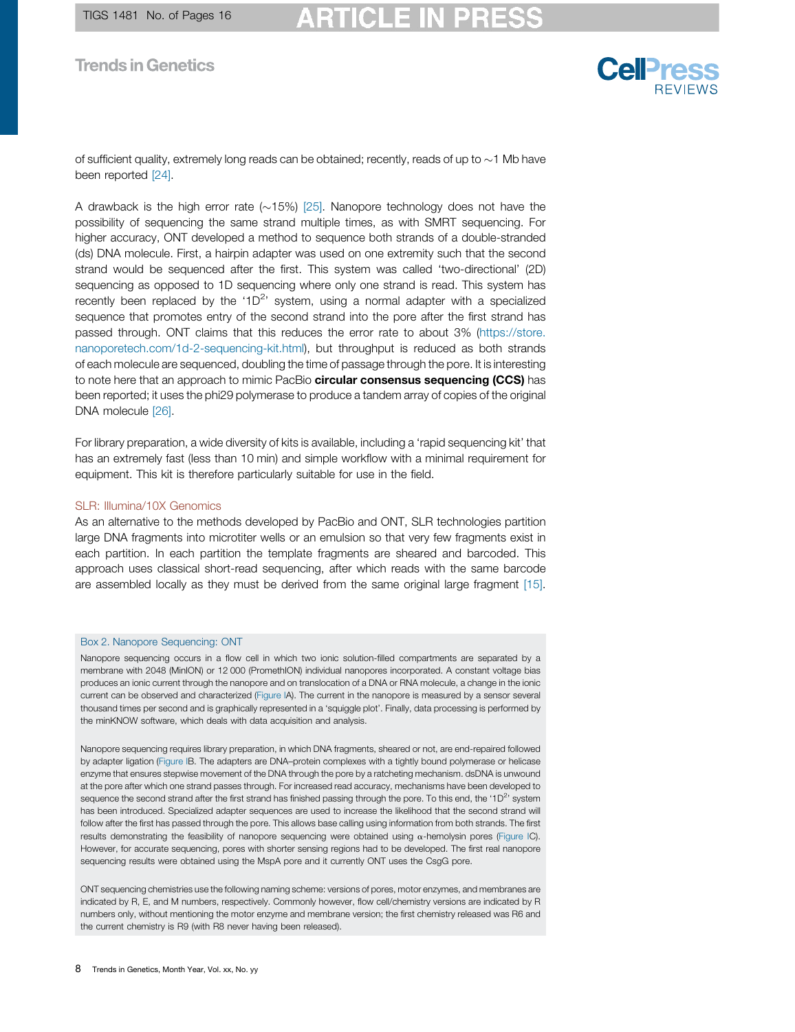of sufficient quality, extremely long reads can be obtained; recently, reads of up to ~1 Mb have been reported [24].

A drawback is the high error rate (~15%) [25]. Nanopore technology does not have the possibility of sequencing the same strand multiple times, as with SMRT sequencing. For higher accuracy, ONT developed a method to sequence both strands of a double-stranded (ds) DNA molecule. First, a hairpin adapter was used on one extremity such that the second strand would be sequenced after the first. This system was called 'two-directional' (2D) sequencing as opposed to 1D sequencing where only one strand is read. This system has recently been replaced by the '1D$^2$' system, using a normal adapter with a specialized sequence that promotes entry of the second strand into the pore after the first strand has passed through. ONT claims that this reduces the error rate to about 3% (https://store.nanoporetech.com/1d-2-sequencing-kit.html), but throughput is reduced as both strands of each molecule are sequenced, doubling the time of passage through the pore. It is interesting to note here that an approach to mimic PacBio **circular consensus sequencing (CCS)** has been reported; it uses the phi29 polymerase to produce a tandem array of copies of the original DNA molecule [26].

For library preparation, a wide diversity of kits is available, including a 'rapid sequencing kit' that has an extremely fast (less than 10 min) and simple workflow with a minimal requirement for equipment. This kit is therefore particularly suitable for use in the field.

### SLR: Illumina/10X Genomics

As an alternative to the methods developed by PacBio and ONT, SLR technologies partition large DNA fragments into microtiter wells or an emulsion so that very few fragments exist in each partition. In each partition the template fragments are sheared and barcoded. This approach uses classical short-read sequencing, after which reads with the same barcode are assembled locally as they must be derived from the same original large fragment [15].

### Box 2. Nanopore Sequencing: ONT

Nanopore sequencing occurs in a flow cell in which two ionic solution-filled compartments are separated by a membrane with 2048 (MinION) or 12 000 (PromethION) individual nanopores incorporated. A constant voltage bias produces an ionic current through the nanopore and on translocation of a DNA or RNA molecule, a change in the ionic current can be observed and characterized (Figure IA). The current in the nanopore is measured by a sensor several thousand times per second and is graphically represented in a 'squiggle plot'. Finally, data processing is performed by the minKNOW software, which deals with data acquisition and analysis.

Nanopore sequencing requires library preparation, in which DNA fragments, sheared or not, are end-repaired followed by adapter ligation (Figure IB. The adapters are DNA–protein complexes with a tightly bound polymerase or helicase enzyme that ensures stepwise movement of the DNA through the pore by a ratcheting mechanism. dsDNA is unwound at the pore after which one strand passes through. For increased read accuracy, mechanisms have been developed to sequence the second strand after the first strand has finished passing through the pore. To this end, the '1D$^2$' system has been introduced. Specialized adapter sequences are used to increase the likelihood that the second strand will follow after the first has passed through the pore. This allows base calling using information from both strands. The first results demonstrating the feasibility of nanopore sequencing were obtained using α-hemolysin pores (Figure IC). However, for accurate sequencing, pores with shorter sensing regions had to be developed. The first real nanopore sequencing results were obtained using the MspA pore and it currently ONT uses the CsgG pore.

ONT sequencing chemistries use the following naming scheme: versions of pores, motor enzymes, and membranes are indicated by R, E, and M numbers, respectively. Commonly however, flow cell/chemistry versions are indicated by R numbers only, without mentioning the motor enzyme and membrane version; the first chemistry released was R6 and the current chemistry is R9 (with R8 never having been released).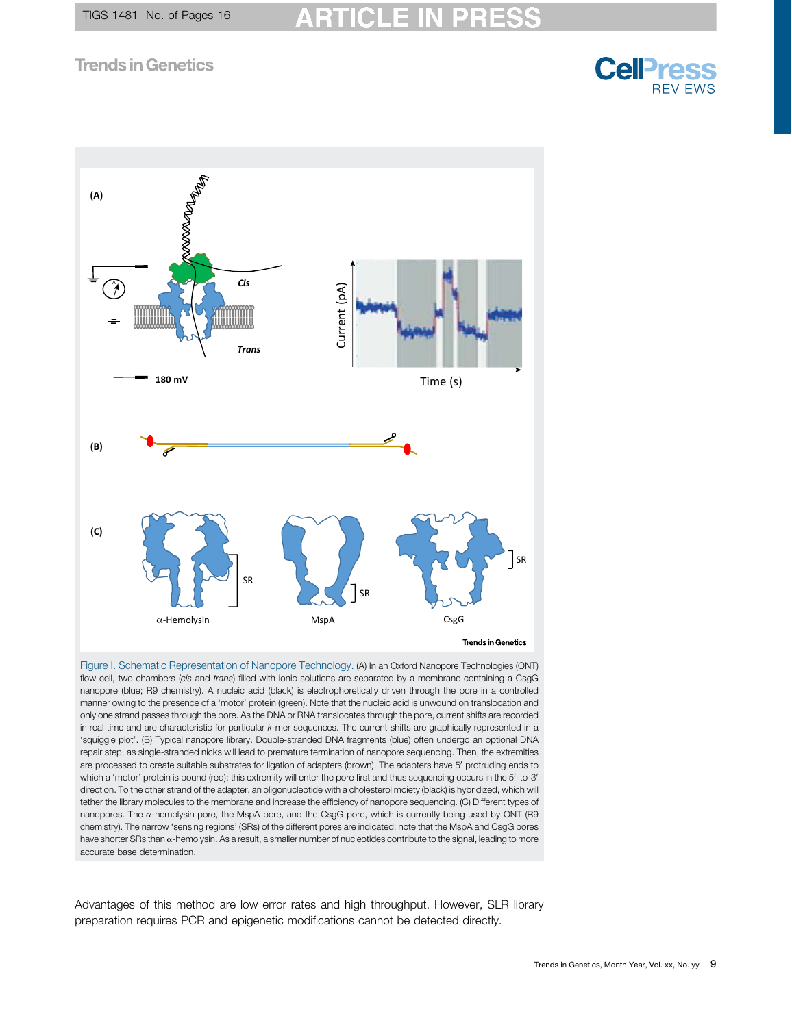Figure I. Schematic Representation of Nanopore Technology. (A) In an Oxford Nanopore Technologies (ONT) flow cell, two chambers (*cis* and *trans*) filled with ionic solutions are separated by a membrane containing a CsgG nanopore (blue; R9 chemistry). A nucleic acid (black) is electrophoretically driven through the pore in a controlled manner owing to the presence of a 'motor' protein (green). Note that the nucleic acid is unwound on translocation and only one strand passes through the pore. As the DNA or RNA translocates through the pore, current shifts are recorded in real time and are characteristic for particular *k*-mer sequences. The current shifts are graphically represented in a 'squiggle plot'. (B) Typical nanopore library. Double-stranded DNA fragments (blue) often undergo an optional DNA repair step, as single-stranded nicks will lead to premature termination of nanopore sequencing. Then, the extremities are processed to create suitable substrates for ligation of adapters (brown). The adapters have 5′ protruding ends to which a 'motor' protein is bound (red); this extremity will enter the pore first and thus sequencing occurs in the 5′-to-3′ direction. To the other strand of the adapter, an oligonucleotide with a cholesterol moiety (black) is hybridized, which will tether the library molecules to the membrane and increase the efficiency of nanopore sequencing. (C) Different types of nanopores. The α-hemolysin pore, the MspA pore, and the CsgG pore, which is currently being used by ONT (R9 chemistry). The narrow 'sensing regions' (SRs) of the different pores are indicated; note that the MspA and CsgG pores have shorter SRs than α-hemolysin. As a result, a smaller number of nucleotides contribute to the signal, leading to more accurate base determination.

Advantages of this method are low error rates and high throughput. However, SLR library preparation requires PCR and epigenetic modifications cannot be detected directly.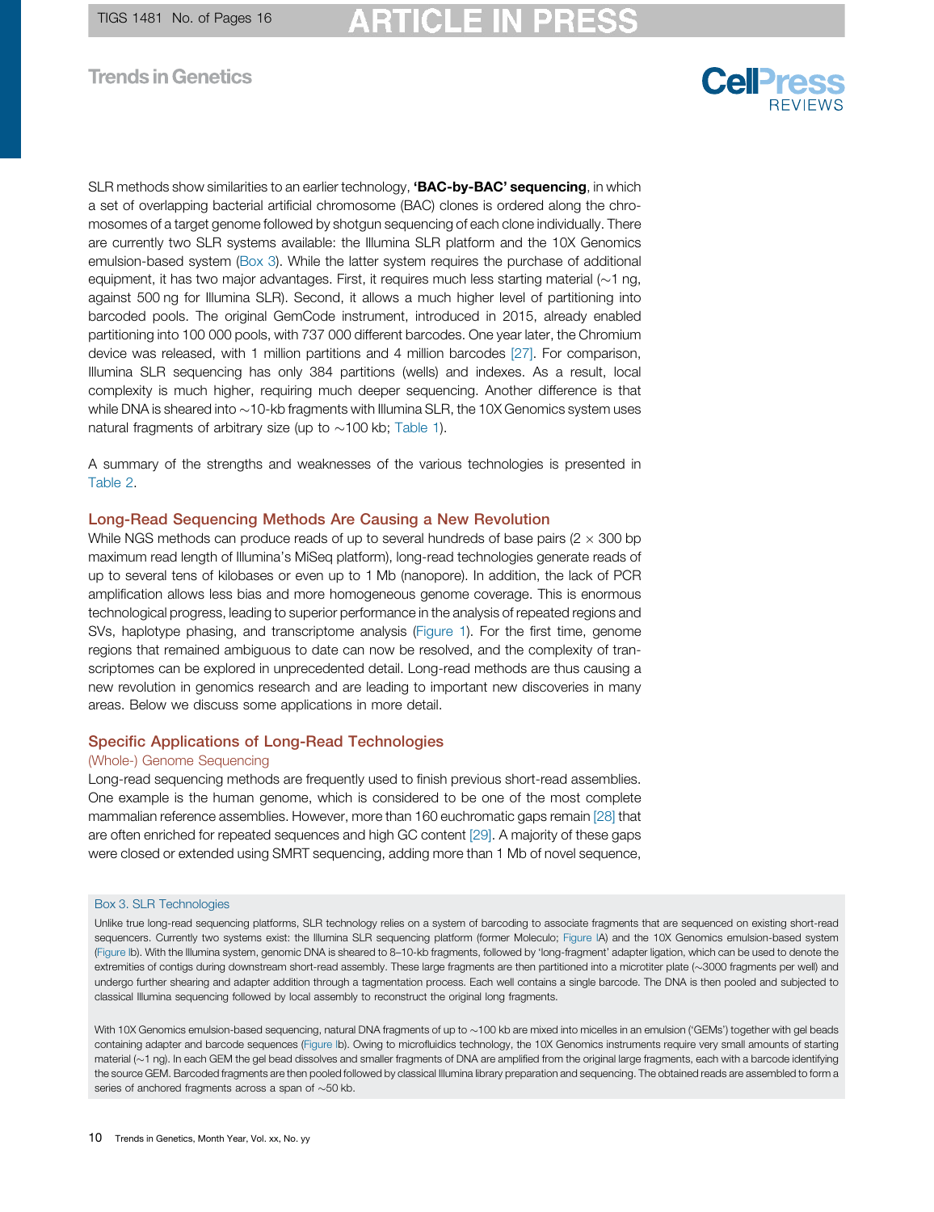SLR methods show similarities to an earlier technology, **'BAC-by-BAC' sequencing**, in which a set of overlapping bacterial artificial chromosome (BAC) clones is ordered along the chromosomes of a target genome followed by shotgun sequencing of each clone individually. There are currently two SLR systems available: the Illumina SLR platform and the 10X Genomics emulsion-based system (Box 3). While the latter system requires the purchase of additional equipment, it has two major advantages. First, it requires much less starting material (~1 ng, against 500 ng for Illumina SLR). Second, it allows a much higher level of partitioning into barcoded pools. The original GemCode instrument, introduced in 2015, already enabled partitioning into 100 000 pools, with 737 000 different barcodes. One year later, the Chromium device was released, with 1 million partitions and 4 million barcodes [27]. For comparison, Illumina SLR sequencing has only 384 partitions (wells) and indexes. As a result, local complexity is much higher, requiring much deeper sequencing. Another difference is that while DNA is sheared into ~10-kb fragments with Illumina SLR, the 10X Genomics system uses natural fragments of arbitrary size (up to ~100 kb; Table 1).

A summary of the strengths and weaknesses of the various technologies is presented in Table 2.

## Long-Read Sequencing Methods Are Causing a New Revolution

While NGS methods can produce reads of up to several hundreds of base pairs ($2 \times 300$ bp maximum read length of Illumina's MiSeq platform), long-read technologies generate reads of up to several tens of kilobases or even up to 1 Mb (nanopore). In addition, the lack of PCR amplification allows less bias and more homogeneous genome coverage. This is enormous technological progress, leading to superior performance in the analysis of repeated regions and SVs, haplotype phasing, and transcriptome analysis (Figure 1). For the first time, genome regions that remained ambiguous to date can now be resolved, and the complexity of transcriptomes can be explored in unprecedented detail. Long-read methods are thus causing a new revolution in genomics research and are leading to important new discoveries in many areas. Below we discuss some applications in more detail.

## Specific Applications of Long-Read Technologies

### (Whole-) Genome Sequencing

Long-read sequencing methods are frequently used to finish previous short-read assemblies. One example is the human genome, which is considered to be one of the most complete mammalian reference assemblies. However, more than 160 euchromatic gaps remain [28] that are often enriched for repeated sequences and high GC content [29]. A majority of these gaps were closed or extended using SMRT sequencing, adding more than 1 Mb of novel sequence,

> **Box 3. SLR Technologies**
>
> Unlike true long-read sequencing platforms, SLR technology relies on a system of barcoding to associate fragments that are sequenced on existing short-read sequencers. Currently two systems exist: the Illumina SLR sequencing platform (former Moleculo; Figure IA) and the 10X Genomics emulsion-based system (Figure Ib). With the Illumina system, genomic DNA is sheared to 8–10-kb fragments, followed by 'long-fragment' adapter ligation, which can be used to denote the extremities of contigs during downstream short-read assembly. These large fragments are then partitioned into a microtiter plate (~3000 fragments per well) and undergo further shearing and adapter addition through a tagmentation process. Each well contains a single barcode. The DNA is then pooled and subjected to classical Illumina sequencing followed by local assembly to reconstruct the original long fragments.
>
> With 10X Genomics emulsion-based sequencing, natural DNA fragments of up to ~100 kb are mixed into micelles in an emulsion ('GEMs') together with gel beads containing adapter and barcode sequences (Figure Ib). Owing to microfluidics technology, the 10X Genomics instruments require very small amounts of starting material (~1 ng). In each GEM the gel bead dissolves and smaller fragments of DNA are amplified from the original large fragments, each with a barcode identifying the source GEM. Barcoded fragments are then pooled followed by classical Illumina library preparation and sequencing. The obtained reads are assembled to form a series of anchored fragments across a span of ~50 kb.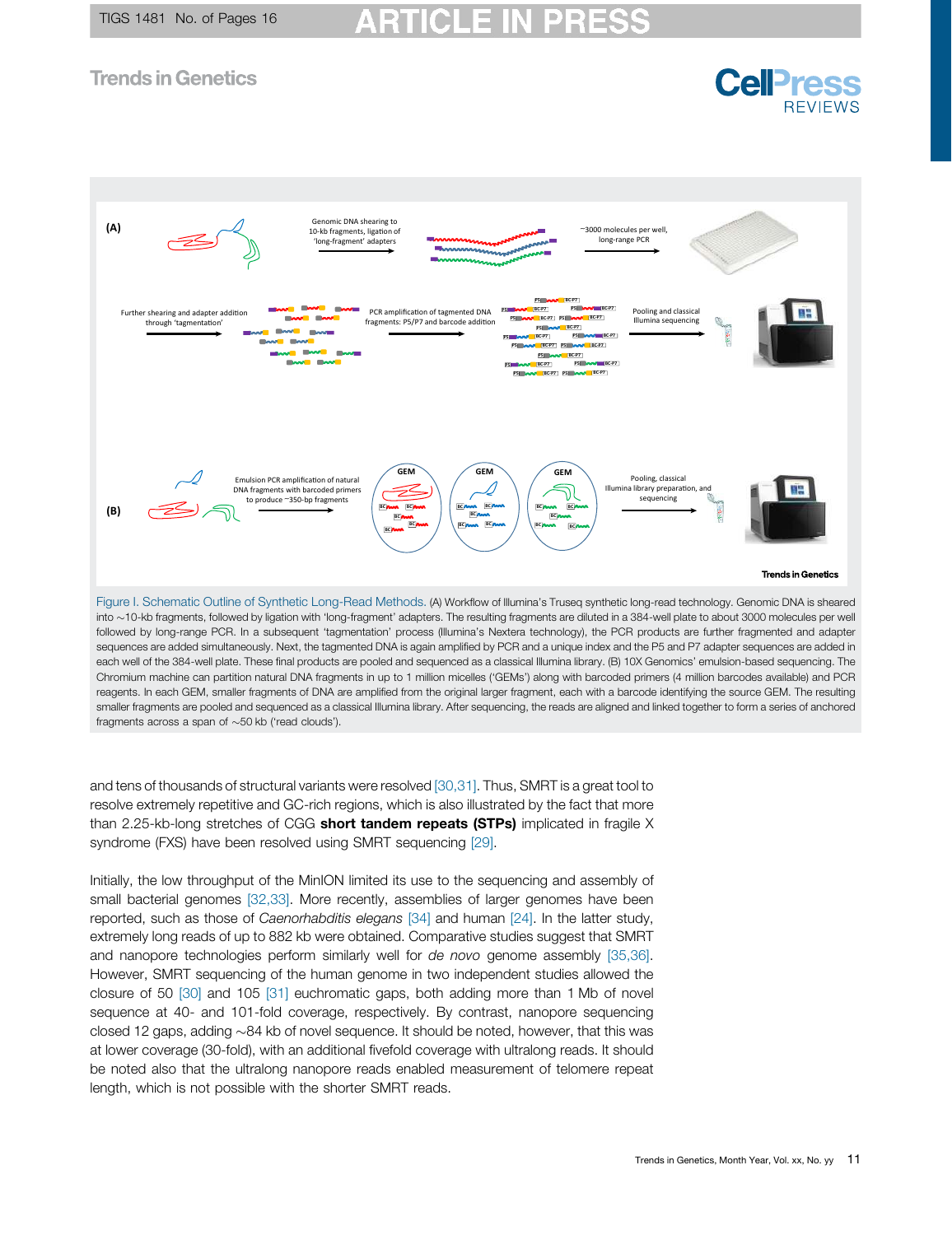Figure I. Schematic Outline of Synthetic Long-Read Methods. (A) Workflow of Illumina's Truseq synthetic long-read technology. Genomic DNA is sheared into ~10-kb fragments, followed by ligation with 'long-fragment' adapters. The resulting fragments are diluted in a 384-well plate to about 3000 molecules per well followed by long-range PCR. In a subsequent 'tagmentation' process (Illumina's Nextera technology), the PCR products are further fragmented and adapter sequences are added simultaneously. Next, the tagmented DNA is again amplified by PCR and a unique index and the P5 and P7 adapter sequences are added in each well of the 384-well plate. These final products are pooled and sequenced as a classical Illumina library. (B) 10X Genomics' emulsion-based sequencing. The Chromium machine can partition natural DNA fragments in up to 1 million micelles ('GEMs') along with barcoded primers (4 million barcodes available) and PCR reagents. In each GEM, smaller fragments of DNA are amplified from the original larger fragment, each with a barcode identifying the source GEM. The resulting smaller fragments are pooled and sequenced as a classical Illumina library. After sequencing, the reads are aligned and linked together to form a series of anchored fragments across a span of ~50 kb ('read clouds').

and tens of thousands of structural variants were resolved [30,31]. Thus, SMRT is a great tool to resolve extremely repetitive and GC-rich regions, which is also illustrated by the fact that more than 2.25-kb-long stretches of CGG **short tandem repeats (STPs)** implicated in fragile X syndrome (FXS) have been resolved using SMRT sequencing [29].

Initially, the low throughput of the MinION limited its use to the sequencing and assembly of small bacterial genomes [32,33]. More recently, assemblies of larger genomes have been reported, such as those of *Caenorhabditis elegans* [34] and human [24]. In the latter study, extremely long reads of up to 882 kb were obtained. Comparative studies suggest that SMRT and nanopore technologies perform similarly well for *de novo* genome assembly [35,36]. However, SMRT sequencing of the human genome in two independent studies allowed the closure of 50 [30] and 105 [31] euchromatic gaps, both adding more than 1 Mb of novel sequence at 40- and 101-fold coverage, respectively. By contrast, nanopore sequencing closed 12 gaps, adding ~84 kb of novel sequence. It should be noted, however, that this was at lower coverage (30-fold), with an additional fivefold coverage with ultralong reads. It should be noted also that the ultralong nanopore reads enabled measurement of telomere repeat length, which is not possible with the shorter SMRT reads.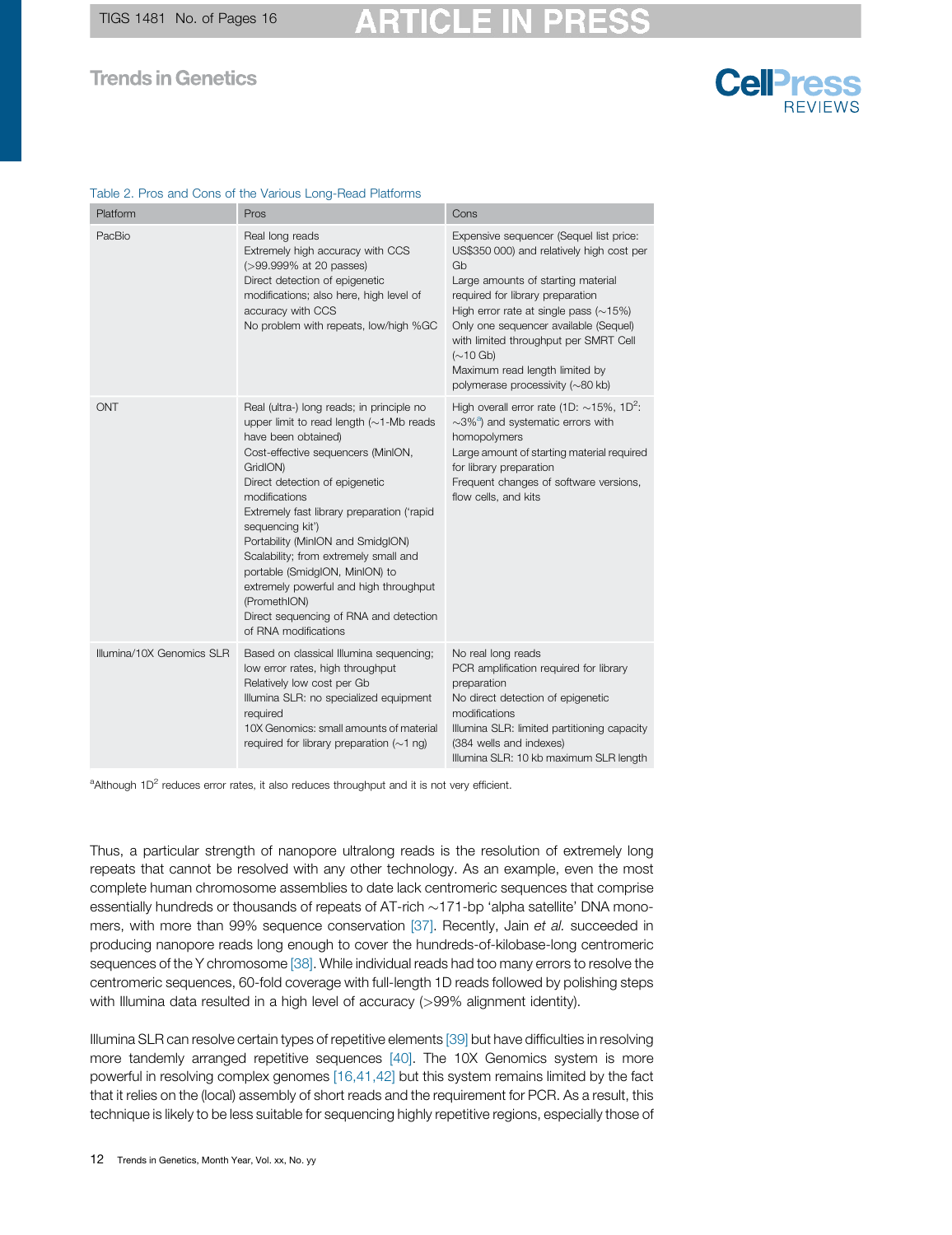Table 2. Pros and Cons of the Various Long-Read Platforms

| Platform | Pros | Cons |
|---|---|---|
| PacBio | Real long reads<br>Extremely high accuracy with CCS (>99.999% at 20 passes)<br>Direct detection of epigenetic modifications; also here, high level of accuracy with CCS<br>No problem with repeats, low/high %GC | Expensive sequencer (Sequel list price: US$350 000) and relatively high cost per Gb<br>Large amounts of starting material required for library preparation<br>High error rate at single pass (~15%)<br>Only one sequencer available (Sequel) with limited throughput per SMRT Cell (~10 Gb)<br>Maximum read length limited by polymerase processivity (~80 kb) |
| ONT | Real (ultra-) long reads; in principle no upper limit to read length (~1-Mb reads have been obtained)<br>Cost-effective sequencers (MinION, GridION)<br>Direct detection of epigenetic modifications<br>Extremely fast library preparation ('rapid sequencing kit')<br>Portability (MinION and SmidgION)<br>Scalability; from extremely small and portable (SmidgION, MinION) to extremely powerful and high throughput (PromethION)<br>Direct sequencing of RNA and detection of RNA modifications | High overall error rate (1D: ~15%, $1D^2$: ~3%[a]) and systematic errors with homopolymers<br>Large amount of starting material required for library preparation<br>Frequent changes of software versions, flow cells, and kits |
| Illumina/10X Genomics SLR | Based on classical Illumina sequencing; low error rates, high throughput<br>Relatively low cost per Gb<br>Illumina SLR: no specialized equipment required<br>10X Genomics: small amounts of material required for library preparation (~1 ng) | No real long reads<br>PCR amplification required for library preparation<br>No direct detection of epigenetic modifications<br>Illumina SLR: limited partitioning capacity (384 wells and indexes)<br>Illumina SLR: 10 kb maximum SLR length |

[a]Although $1D^2$ reduces error rates, it also reduces throughput and it is not very efficient.

Thus, a particular strength of nanopore ultralong reads is the resolution of extremely long repeats that cannot be resolved with any other technology. As an example, even the most complete human chromosome assemblies to date lack centromeric sequences that comprise essentially hundreds or thousands of repeats of AT-rich ~171-bp 'alpha satellite' DNA monomers, with more than 99% sequence conservation [37]. Recently, Jain *et al.* succeeded in producing nanopore reads long enough to cover the hundreds-of-kilobase-long centromeric sequences of the Y chromosome [38]. While individual reads had too many errors to resolve the centromeric sequences, 60-fold coverage with full-length 1D reads followed by polishing steps with Illumina data resulted in a high level of accuracy (>99% alignment identity).

Illumina SLR can resolve certain types of repetitive elements [39] but have difficulties in resolving more tandemly arranged repetitive sequences [40]. The 10X Genomics system is more powerful in resolving complex genomes [16,41,42] but this system remains limited by the fact that it relies on the (local) assembly of short reads and the requirement for PCR. As a result, this technique is likely to be less suitable for sequencing highly repetitive regions, especially those of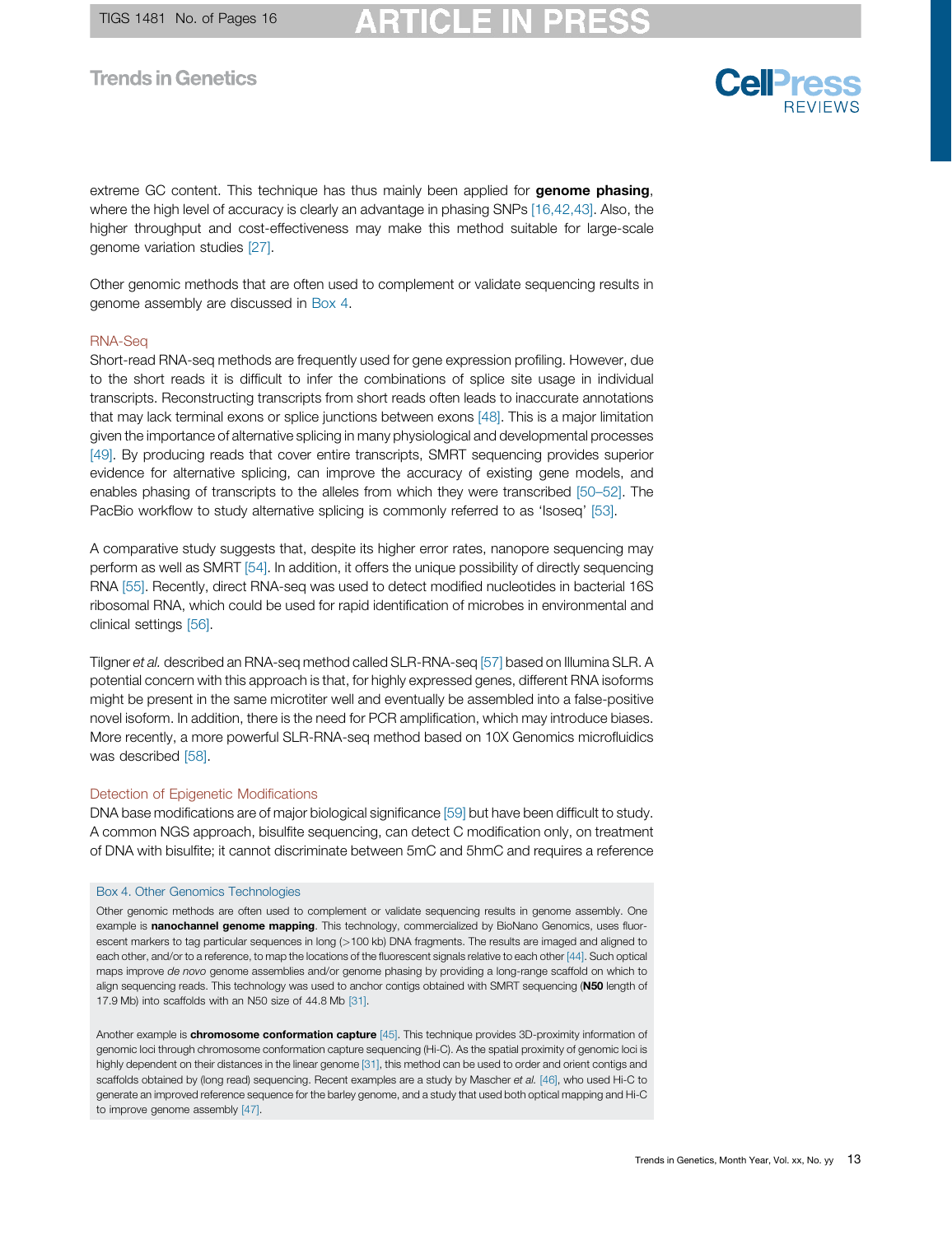extreme GC content. This technique has thus mainly been applied for **genome phasing**, where the high level of accuracy is clearly an advantage in phasing SNPs [16,42,43]. Also, the higher throughput and cost-effectiveness may make this method suitable for large-scale genome variation studies [27].

Other genomic methods that are often used to complement or validate sequencing results in genome assembly are discussed in Box 4.

### RNA-Seq

Short-read RNA-seq methods are frequently used for gene expression profiling. However, due to the short reads it is difficult to infer the combinations of splice site usage in individual transcripts. Reconstructing transcripts from short reads often leads to inaccurate annotations that may lack terminal exons or splice junctions between exons [48]. This is a major limitation given the importance of alternative splicing in many physiological and developmental processes [49]. By producing reads that cover entire transcripts, SMRT sequencing provides superior evidence for alternative splicing, can improve the accuracy of existing gene models, and enables phasing of transcripts to the alleles from which they were transcribed [50–52]. The PacBio workflow to study alternative splicing is commonly referred to as 'Isoseq' [53].

A comparative study suggests that, despite its higher error rates, nanopore sequencing may perform as well as SMRT [54]. In addition, it offers the unique possibility of directly sequencing RNA [55]. Recently, direct RNA-seq was used to detect modified nucleotides in bacterial 16S ribosomal RNA, which could be used for rapid identification of microbes in environmental and clinical settings [56].

Tilgner *et al.* described an RNA-seq method called SLR-RNA-seq [57] based on Illumina SLR. A potential concern with this approach is that, for highly expressed genes, different RNA isoforms might be present in the same microtiter well and eventually be assembled into a false-positive novel isoform. In addition, there is the need for PCR amplification, which may introduce biases. More recently, a more powerful SLR-RNA-seq method based on 10X Genomics microfluidics was described [58].

### Detection of Epigenetic Modifications

DNA base modifications are of major biological significance [59] but have been difficult to study. A common NGS approach, bisulfite sequencing, can detect C modification only, on treatment of DNA with bisulfite; it cannot discriminate between 5mC and 5hmC and requires a reference

> **Box 4. Other Genomics Technologies**
>
> Other genomic methods are often used to complement or validate sequencing results in genome assembly. One example is **nanochannel genome mapping**. This technology, commercialized by BioNano Genomics, uses fluorescent markers to tag particular sequences in long (>100 kb) DNA fragments. The results are imaged and aligned to each other, and/or to a reference, to map the locations of the fluorescent signals relative to each other [44]. Such optical maps improve *de novo* genome assemblies and/or genome phasing by providing a long-range scaffold on which to align sequencing reads. This technology was used to anchor contigs obtained with SMRT sequencing (**N50** length of 17.9 Mb) into scaffolds with an N50 size of 44.8 Mb [31].
>
> Another example is **chromosome conformation capture** [45]. This technique provides 3D-proximity information of genomic loci through chromosome conformation capture sequencing (Hi-C). As the spatial proximity of genomic loci is highly dependent on their distances in the linear genome [31], this method can be used to order and orient contigs and scaffolds obtained by (long read) sequencing. Recent examples are a study by Mascher *et al.* [46], who used Hi-C to generate an improved reference sequence for the barley genome, and a study that used both optical mapping and Hi-C to improve genome assembly [47].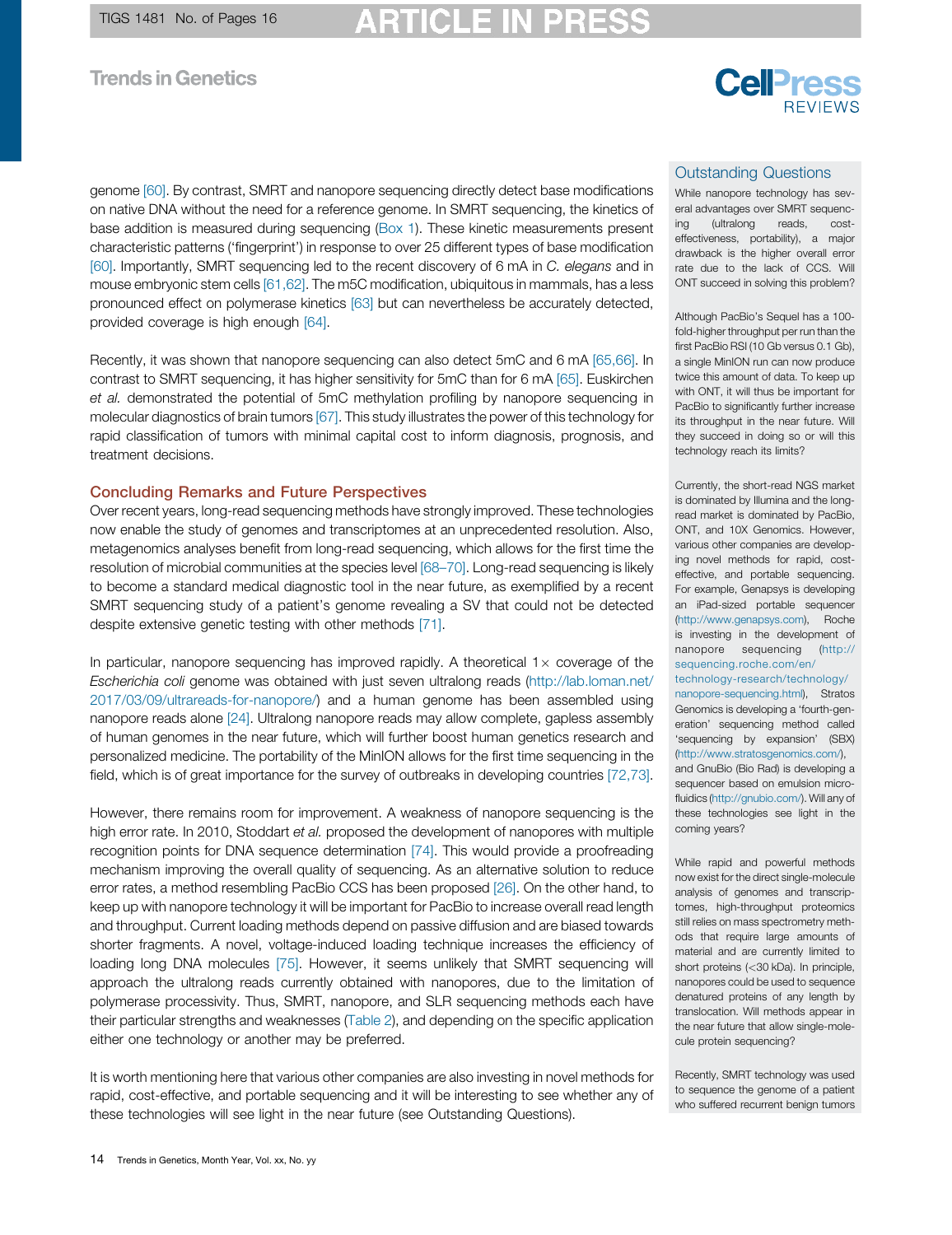genome [60]. By contrast, SMRT and nanopore sequencing directly detect base modifications on native DNA without the need for a reference genome. In SMRT sequencing, the kinetics of base addition is measured during sequencing (Box 1). These kinetic measurements present characteristic patterns ('fingerprint') in response to over 25 different types of base modification [60]. Importantly, SMRT sequencing led to the recent discovery of 6 mA in *C. elegans* and in mouse embryonic stem cells [61,62]. The m5C modification, ubiquitous in mammals, has a less pronounced effect on polymerase kinetics [63] but can nevertheless be accurately detected, provided coverage is high enough [64].

Recently, it was shown that nanopore sequencing can also detect 5mC and 6 mA [65,66]. In contrast to SMRT sequencing, it has higher sensitivity for 5mC than for 6 mA [65]. Euskirchen *et al.* demonstrated the potential of 5mC methylation profiling by nanopore sequencing in molecular diagnostics of brain tumors [67]. This study illustrates the power of this technology for rapid classification of tumors with minimal capital cost to inform diagnosis, prognosis, and treatment decisions.

## Concluding Remarks and Future Perspectives

Over recent years, long-read sequencing methods have strongly improved. These technologies now enable the study of genomes and transcriptomes at an unprecedented resolution. Also, metagenomics analyses benefit from long-read sequencing, which allows for the first time the resolution of microbial communities at the species level [68–70]. Long-read sequencing is likely to become a standard medical diagnostic tool in the near future, as exemplified by a recent SMRT sequencing study of a patient's genome revealing a SV that could not be detected despite extensive genetic testing with other methods [71].

In particular, nanopore sequencing has improved rapidly. A theoretical 1× coverage of the *Escherichia coli* genome was obtained with just seven ultralong reads (http://lab.loman.net/2017/03/09/ultrareads-for-nanopore/) and a human genome has been assembled using nanopore reads alone [24]. Ultralong nanopore reads may allow complete, gapless assembly of human genomes in the near future, which will further boost human genetics research and personalized medicine. The portability of the MinION allows for the first time sequencing in the field, which is of great importance for the survey of outbreaks in developing countries [72,73].

However, there remains room for improvement. A weakness of nanopore sequencing is the high error rate. In 2010, Stoddart *et al.* proposed the development of nanopores with multiple recognition points for DNA sequence determination [74]. This would provide a proofreading mechanism improving the overall quality of sequencing. As an alternative solution to reduce error rates, a method resembling PacBio CCS has been proposed [26]. On the other hand, to keep up with nanopore technology it will be important for PacBio to increase overall read length and throughput. Current loading methods depend on passive diffusion and are biased towards shorter fragments. A novel, voltage-induced loading technique increases the efficiency of loading long DNA molecules [75]. However, it seems unlikely that SMRT sequencing will approach the ultralong reads currently obtained with nanopores, due to the limitation of polymerase processivity. Thus, SMRT, nanopore, and SLR sequencing methods each have their particular strengths and weaknesses (Table 2), and depending on the specific application either one technology or another may be preferred.

It is worth mentioning here that various other companies are also investing in novel methods for rapid, cost-effective, and portable sequencing and it will be interesting to see whether any of these technologies will see light in the near future (see Outstanding Questions).

### Outstanding Questions

While nanopore technology has several advantages over SMRT sequencing (ultralong reads, cost-effectiveness, portability), a major drawback is the higher overall error rate due to the lack of CCS. Will ONT succeed in solving this problem?

Although PacBio's Sequel has a 100-fold-higher throughput per run than the first PacBio RSI (10 Gb versus 0.1 Gb), a single MinION run can now produce twice this amount of data. To keep up with ONT, it will thus be important for PacBio to significantly further increase its throughput in the near future. Will they succeed in doing so or will this technology reach its limits?

Currently, the short-read NGS market is dominated by Illumina and the long-read market is dominated by PacBio, ONT, and 10X Genomics. However, various other companies are developing novel methods for rapid, cost-effective, and portable sequencing. For example, Genapsys is developing an iPad-sized portable sequencer (http://www.genapsys.com), Roche is investing in the development of nanopore sequencing (http://sequencing.roche.com/en/technology-research/technology/nanopore-sequencing.html), Stratos Genomics is developing a 'fourth-generation' sequencing method called 'sequencing by expansion' (SBX) (http://www.stratosgenomics.com/), and GnuBio (Bio Rad) is developing a sequencer based on emulsion microfluidics (http://gnubio.com/). Will any of these technologies see light in the coming years?

While rapid and powerful methods now exist for the direct single-molecule analysis of genomes and transcriptomes, high-throughput proteomics still relies on mass spectrometry methods that require large amounts of material and are currently limited to short proteins (<30 kDa). In principle, nanopores could be used to sequence denatured proteins of any length by translocation. Will methods appear in the near future that allow single-molecule protein sequencing?

Recently, SMRT technology was used to sequence the genome of a patient who suffered recurrent benign tumors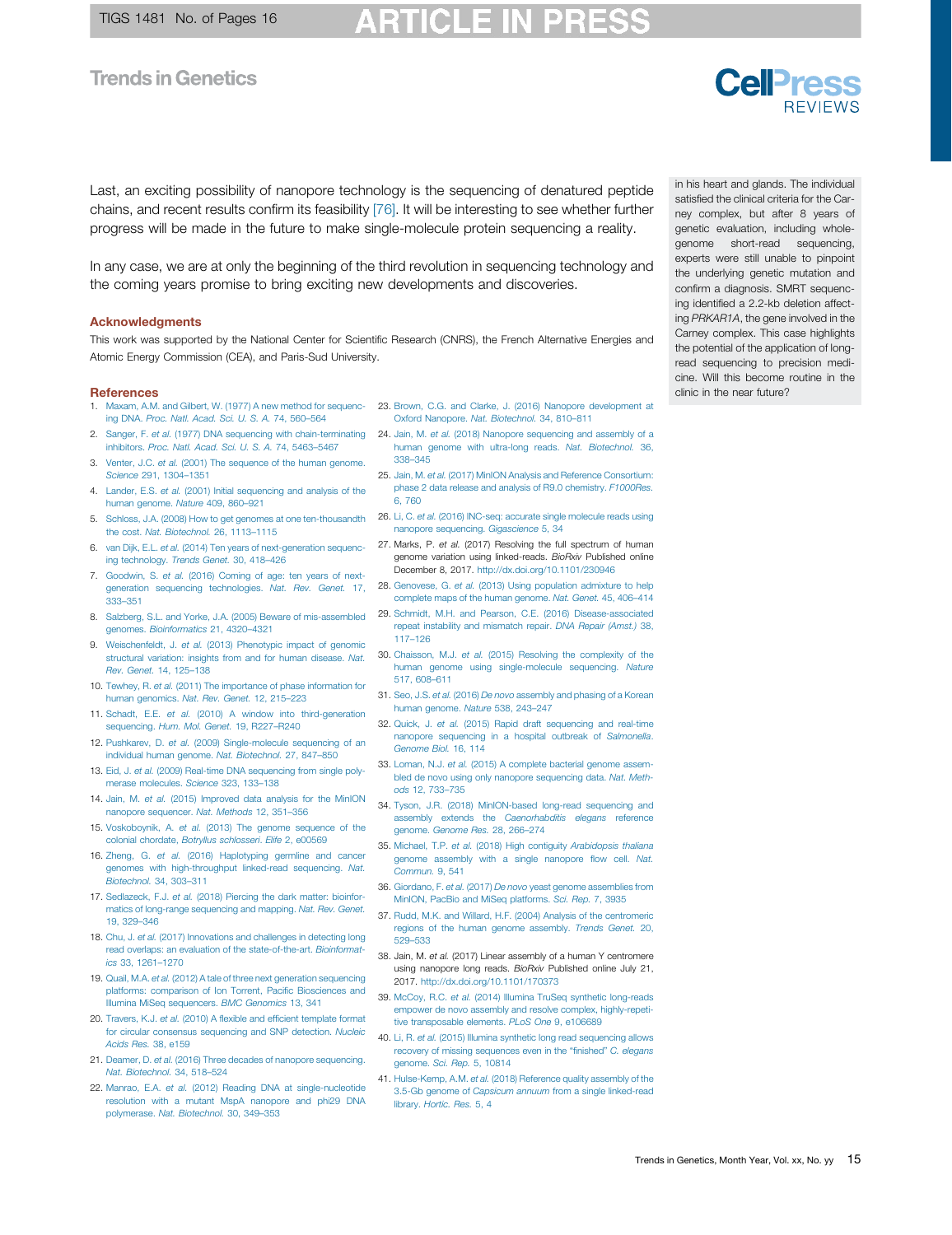Last, an exciting possibility of nanopore technology is the sequencing of denatured peptide chains, and recent results confirm its feasibility [76]. It will be interesting to see whether further progress will be made in the future to make single-molecule protein sequencing a reality.

In any case, we are at only the beginning of the third revolution in sequencing technology and the coming years promise to bring exciting new developments and discoveries.

in his heart and glands. The individual satisfied the clinical criteria for the Carney complex, but after 8 years of genetic evaluation, including whole-genome short-read sequencing, experts were still unable to pinpoint the underlying genetic mutation and confirm a diagnosis. SMRT sequencing identified a 2.2-kb deletion affecting *PRKAR1A*, the gene involved in the Carney complex. This case highlights the potential of the application of long-read sequencing to precision medicine. Will this become routine in the clinic in the near future?

## Acknowledgments

This work was supported by the National Center for Scientific Research (CNRS), the French Alternative Energies and Atomic Energy Commission (CEA), and Paris-Sud University.

## References

1. Maxam, A.M. and Gilbert, W. (1977) A new method for sequencing DNA. *Proc. Natl. Acad. Sci. U. S. A.* 74, 560–564
2. Sanger, F. *et al.* (1977) DNA sequencing with chain-terminating inhibitors. *Proc. Natl. Acad. Sci. U. S. A.* 74, 5463–5467
3. Venter, J.C. *et al.* (2001) The sequence of the human genome. *Science* 291, 1304–1351
4. Lander, E.S. *et al.* (2001) Initial sequencing and analysis of the human genome. *Nature* 409, 860–921
5. Schloss, J.A. (2008) How to get genomes at one ten-thousandth the cost. *Nat. Biotechnol.* 26, 1113–1115
6. van Dijk, E.L. *et al.* (2014) Ten years of next-generation sequencing technology. *Trends Genet.* 30, 418–426
7. Goodwin, S. *et al.* (2016) Coming of age: ten years of next-generation sequencing technologies. *Nat. Rev. Genet.* 17, 333–351
8. Salzberg, S.L. and Yorke, J.A. (2005) Beware of mis-assembled genomes. *Bioinformatics* 21, 4320–4321
9. Weischenfeldt, J. *et al.* (2013) Phenotypic impact of genomic structural variation: insights from and for human disease. *Nat. Rev. Genet.* 14, 125–138
10. Tewhey, R. *et al.* (2011) The importance of phase information for human genomics. *Nat. Rev. Genet.* 12, 215–223
11. Schadt, E.E. *et al.* (2010) A window into third-generation sequencing. *Hum. Mol. Genet.* 19, R227–R240
12. Pushkarev, D. *et al.* (2009) Single-molecule sequencing of an individual human genome. *Nat. Biotechnol.* 27, 847–850
13. Eid, J. *et al.* (2009) Real-time DNA sequencing from single polymerase molecules. *Science* 323, 133–138
14. Jain, M. *et al.* (2015) Improved data analysis for the MinION nanopore sequencer. *Nat. Methods* 12, 351–356
15. Voskoboynik, A. *et al.* (2013) The genome sequence of the colonial chordate, *Botryllus schlosseri*. *Elife* 2, e00569
16. Zheng, G. *et al.* (2016) Haplotyping germline and cancer genomes with high-throughput linked-read sequencing. *Nat. Biotechnol.* 34, 303–311
17. Sedlazeck, F.J. *et al.* (2018) Piercing the dark matter: bioinformatics of long-range sequencing and mapping. *Nat. Rev. Genet.* 19, 329–346
18. Chu, J. *et al.* (2017) Innovations and challenges in detecting long read overlaps: an evaluation of the state-of-the-art. *Bioinformatics* 33, 1261–1270
19. Quail, M.A. *et al.* (2012) A tale of three next generation sequencing platforms: comparison of Ion Torrent, Pacific Biosciences and Illumina MiSeq sequencers. *BMC Genomics* 13, 341
20. Travers, K.J. *et al.* (2010) A flexible and efficient template format for circular consensus sequencing and SNP detection. *Nucleic Acids Res.* 38, e159
21. Deamer, D. *et al.* (2016) Three decades of nanopore sequencing. *Nat. Biotechnol.* 34, 518–524
22. Manrao, E.A. *et al.* (2012) Reading DNA at single-nucleotide resolution with a mutant MspA nanopore and phi29 DNA polymerase. *Nat. Biotechnol.* 30, 349–353
23. Brown, C.G. and Clarke, J. (2016) Nanopore development at Oxford Nanopore. *Nat. Biotechnol.* 34, 810–811
24. Jain, M. *et al.* (2018) Nanopore sequencing and assembly of a human genome with ultra-long reads. *Nat. Biotechnol.* 36, 338–345
25. Jain, M. *et al.* (2017) MinION Analysis and Reference Consortium: phase 2 data release and analysis of R9.0 chemistry. *F1000Res.* 6, 760
26. Li, C. *et al.* (2016) INC-seq: accurate single molecule reads using nanopore sequencing. *Gigascience* 5, 34
27. Marks, P. *et al.* (2017) Resolving the full spectrum of human genome variation using linked-reads. *BioRxiv* Published online December 8, 2017. http://dx.doi.org/10.1101/230946
28. Genovese, G. *et al.* (2013) Using population admixture to help complete maps of the human genome. *Nat. Genet.* 45, 406–414
29. Schmidt, M.H. and Pearson, C.E. (2016) Disease-associated repeat instability and mismatch repair. *DNA Repair (Amst.)* 38, 117–126
30. Chaisson, M.J. *et al.* (2015) Resolving the complexity of the human genome using single-molecule sequencing. *Nature* 517, 608–611
31. Seo, J.S. *et al.* (2016) *De novo* assembly and phasing of a Korean human genome. *Nature* 538, 243–247
32. Quick, J. *et al.* (2015) Rapid draft sequencing and real-time nanopore sequencing in a hospital outbreak of *Salmonella*. *Genome Biol.* 16, 114
33. Loman, N.J. *et al.* (2015) A complete bacterial genome assembled de novo using only nanopore sequencing data. *Nat. Methods* 12, 733–735
34. Tyson, J.R. (2018) MinION-based long-read sequencing and assembly extends the *Caenorhabditis elegans* reference genome. *Genome Res.* 28, 266–274
35. Michael, T.P. *et al.* (2018) High contiguity *Arabidopsis thaliana* genome assembly with a single nanopore flow cell. *Nat. Commun.* 9, 541
36. Giordano, F. *et al.* (2017) *De novo* yeast genome assemblies from MinION, PacBio and MiSeq platforms. *Sci. Rep.* 7, 3935
37. Rudd, M.K. and Willard, H.F. (2004) Analysis of the centromeric regions of the human genome assembly. *Trends Genet.* 20, 529–533
38. Jain, M. *et al.* (2017) Linear assembly of a human Y centromere using nanopore long reads. *BioRxiv* Published online July 21, 2017. http://dx.doi.org/10.1101/170373
39. McCoy, R.C. *et al.* (2014) Illumina TruSeq synthetic long-reads empower de novo assembly and resolve complex, highly-repetitive transposable elements. *PLoS One* 9, e106689
40. Li, R. *et al.* (2015) Illumina synthetic long read sequencing allows recovery of missing sequences even in the "finished" *C. elegans* genome. *Sci. Rep.* 5, 10814
41. Hulse-Kemp, A.M. *et al.* (2018) Reference quality assembly of the 3.5-Gb genome of *Capsicum annuum* from a single linked-read library. *Hortic. Res.* 5, 4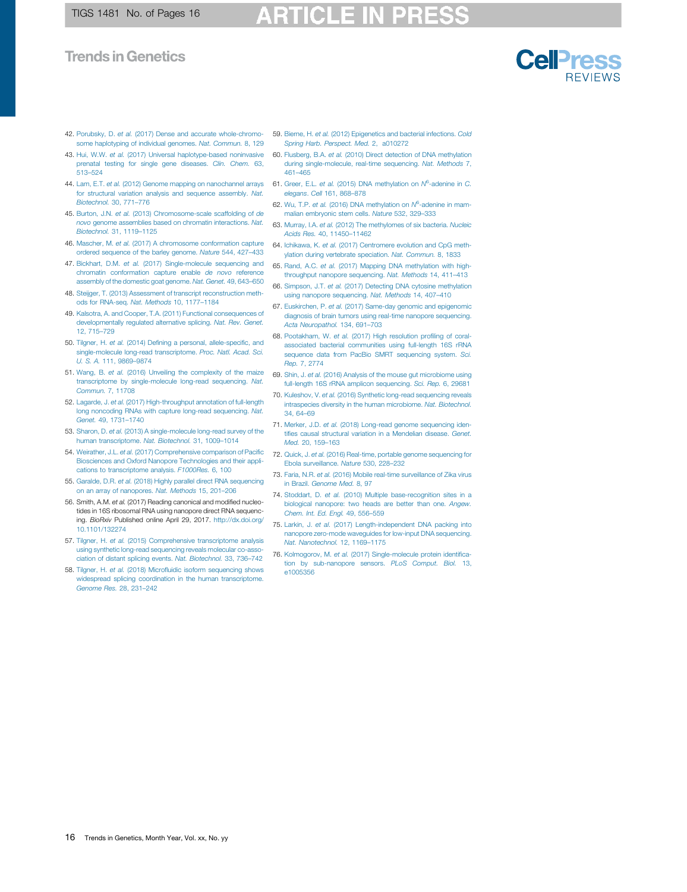42. Porubsky, D. *et al.* (2017) Dense and accurate whole-chromosome haplotyping of individual genomes. *Nat. Commun.* 8, 129

43. Hui, W.W. *et al.* (2017) Universal haplotype-based noninvasive prenatal testing for single gene diseases. *Clin. Chem.* 63, 513–524

44. Lam, E.T. *et al.* (2012) Genome mapping on nanochannel arrays for structural variation analysis and sequence assembly. *Nat. Biotechnol.* 30, 771–776

45. Burton, J.N. *et al.* (2013) Chromosome-scale scaffolding of *de novo* genome assemblies based on chromatin interactions. *Nat. Biotechnol.* 31, 1119–1125

46. Mascher, M. *et al.* (2017) A chromosome conformation capture ordered sequence of the barley genome. *Nature* 544, 427–433

47. Bickhart, D.M. *et al.* (2017) Single-molecule sequencing and chromatin conformation capture enable *de novo* reference assembly of the domestic goat genome. *Nat. Genet.* 49, 643–650

48. Steijger, T. (2013) Assessment of transcript reconstruction methods for RNA-seq. *Nat. Methods* 10, 1177–1184

49. Kalsotra, A. and Cooper, T.A. (2011) Functional consequences of developmentally regulated alternative splicing. *Nat. Rev. Genet.* 12, 715–729

50. Tilgner, H. *et al.* (2014) Defining a personal, allele-specific, and single-molecule long-read transcriptome. *Proc. Natl. Acad. Sci. U. S. A.* 111, 9869–9874

51. Wang, B. *et al.* (2016) Unveiling the complexity of the maize transcriptome by single-molecule long-read sequencing. *Nat. Commun.* 7, 11708

52. Lagarde, J. *et al.* (2017) High-throughput annotation of full-length long noncoding RNAs with capture long-read sequencing. *Nat. Genet.* 49, 1731–1740

53. Sharon, D. *et al.* (2013) A single-molecule long-read survey of the human transcriptome. *Nat. Biotechnol.* 31, 1009–1014

54. Weirather, J.L. *et al.* (2017) Comprehensive comparison of Pacific Biosciences and Oxford Nanopore Technologies and their applications to transcriptome analysis. *F1000Res.* 6, 100

55. Garalde, D.R. *et al.* (2018) Highly parallel direct RNA sequencing on an array of nanopores. *Nat. Methods* 15, 201–206

56. Smith, A.M. *et al.* (2017) Reading canonical and modified nucleotides in 16S ribosomal RNA using nanopore direct RNA sequencing. *BioRxiv* Published online April 29, 2017. http://dx.doi.org/10.1101/132274

57. Tilgner, H. *et al.* (2015) Comprehensive transcriptome analysis using synthetic long-read sequencing reveals molecular co-association of distant splicing events. *Nat. Biotechnol.* 33, 736–742

58. Tilgner, H. *et al.* (2018) Microfluidic isoform sequencing shows widespread splicing coordination in the human transcriptome. *Genome Res.* 28, 231–242

59. Bierne, H. *et al.* (2012) Epigenetics and bacterial infections. *Cold Spring Harb. Perspect. Med.* 2, a010272

60. Flusberg, B.A. *et al.* (2010) Direct detection of DNA methylation during single-molecule, real-time sequencing. *Nat. Methods* 7, 461–465

61. Greer, E.L. *et al.* (2015) DNA methylation on $N^6$-adenine in *C. elegans*. *Cell* 161, 868–878

62. Wu, T.P. *et al.* (2016) DNA methylation on $N^6$-adenine in mammalian embryonic stem cells. *Nature* 532, 329–333

63. Murray, I.A. *et al.* (2012) The methylomes of six bacteria. *Nucleic Acids Res.* 40, 11450–11462

64. Ichikawa, K. *et al.* (2017) Centromere evolution and CpG methylation during vertebrate speciation. *Nat. Commun.* 8, 1833

65. Rand, A.C. *et al.* (2017) Mapping DNA methylation with high-throughput nanopore sequencing. *Nat. Methods* 14, 411–413

66. Simpson, J.T. *et al.* (2017) Detecting DNA cytosine methylation using nanopore sequencing. *Nat. Methods* 14, 407–410

67. Euskirchen, P. *et al.* (2017) Same-day genomic and epigenomic diagnosis of brain tumors using real-time nanopore sequencing. *Acta Neuropathol.* 134, 691–703

68. Pootakham, W. *et al.* (2017) High resolution profiling of coral-associated bacterial communities using full-length 16S rRNA sequence data from PacBio SMRT sequencing system. *Sci. Rep.* 7, 2774

69. Shin, J. *et al.* (2016) Analysis of the mouse gut microbiome using full-length 16S rRNA amplicon sequencing. *Sci. Rep.* 6, 29681

70. Kuleshov, V. *et al.* (2016) Synthetic long-read sequencing reveals intraspecies diversity in the human microbiome. *Nat. Biotechnol.* 34, 64–69

71. Merker, J.D. *et al.* (2018) Long-read genome sequencing identifies causal structural variation in a Mendelian disease. *Genet. Med.* 20, 159–163

72. Quick, J. *et al.* (2016) Real-time, portable genome sequencing for Ebola surveillance. *Nature* 530, 228–232

73. Faria, N.R. *et al.* (2016) Mobile real-time surveillance of Zika virus in Brazil. *Genome Med.* 8, 97

74. Stoddart, D. *et al.* (2010) Multiple base-recognition sites in a biological nanopore: two heads are better than one. *Angew. Chem. Int. Ed. Engl.* 49, 556–559

75. Larkin, J. *et al.* (2017) Length-independent DNA packing into nanopore zero-mode waveguides for low-input DNA sequencing. *Nat. Nanotechnol.* 12, 1169–1175

76. Kolmogorov, M. *et al.* (2017) Single-molecule protein identification by sub-nanopore sensors. *PLoS Comput. Biol.* 13, e1005356